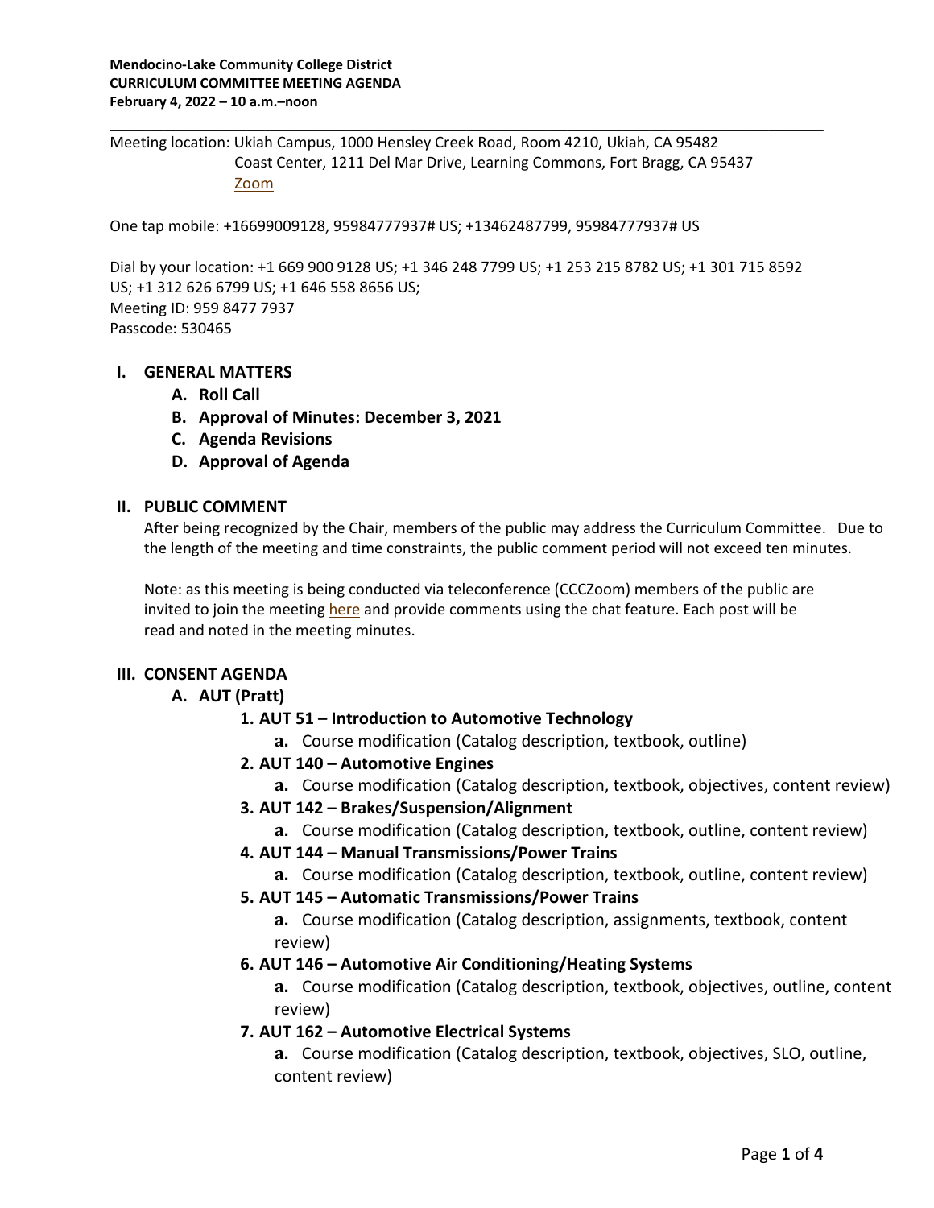**Mendocino-Lake Community College District**
**CURRICULUM COMMITTEE MEETING AGENDA**
**February 4, 2022 – 10 a.m.–noon**

---

Meeting location: Ukiah Campus, 1000 Hensley Creek Road, Room 4210, Ukiah, CA 95482
Coast Center, 1211 Del Mar Drive, Learning Commons, Fort Bragg, CA 95437
Zoom

One tap mobile: +16699009128, 95984777937# US; +13462487799, 95984777937# US

Dial by your location: +1 669 900 9128 US; +1 346 248 7799 US; +1 253 215 8782 US; +1 301 715 8592 US; +1 312 626 6799 US; +1 646 558 8656 US;
Meeting ID: 959 8477 7937
Passcode: 530465

## I. GENERAL MATTERS

- **A. Roll Call**
- **B. Approval of Minutes: December 3, 2021**
- **C. Agenda Revisions**
- **D. Approval of Agenda**

## II. PUBLIC COMMENT

After being recognized by the Chair, members of the public may address the Curriculum Committee. Due to the length of the meeting and time constraints, the public comment period will not exceed ten minutes.

Note: as this meeting is being conducted via teleconference (CCCZoom) members of the public are invited to join the meeting here and provide comments using the chat feature. Each post will be read and noted in the meeting minutes.

## III. CONSENT AGENDA

### A. AUT (Pratt)

1. **AUT 51 – Introduction to Automotive Technology**
   - **a.** Course modification (Catalog description, textbook, outline)
2. **AUT 140 – Automotive Engines**
   - **a.** Course modification (Catalog description, textbook, objectives, content review)
3. **AUT 142 – Brakes/Suspension/Alignment**
   - **a.** Course modification (Catalog description, textbook, outline, content review)
4. **AUT 144 – Manual Transmissions/Power Trains**
   - **a.** Course modification (Catalog description, textbook, outline, content review)
5. **AUT 145 – Automatic Transmissions/Power Trains**
   - **a.** Course modification (Catalog description, assignments, textbook, content review)
6. **AUT 146 – Automotive Air Conditioning/Heating Systems**
   - **a.** Course modification (Catalog description, textbook, objectives, outline, content review)
7. **AUT 162 – Automotive Electrical Systems**
   - **a.** Course modification (Catalog description, textbook, objectives, SLO, outline, content review)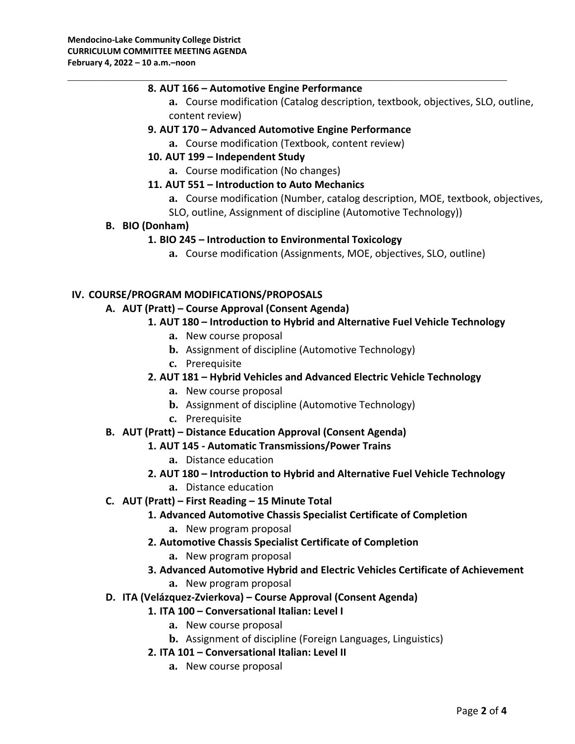8. **AUT 166 – Automotive Engine Performance**
    a. Course modification (Catalog description, textbook, objectives, SLO, outline, content review)
9. **AUT 170 – Advanced Automotive Engine Performance**
    a. Course modification (Textbook, content review)
10. **AUT 199 – Independent Study**
    a. Course modification (No changes)
11. **AUT 551 – Introduction to Auto Mechanics**
    a. Course modification (Number, catalog description, MOE, textbook, objectives, SLO, outline, Assignment of discipline (Automotive Technology))

**B. BIO (Donham)**

1. **BIO 245 – Introduction to Environmental Toxicology**
    a. Course modification (Assignments, MOE, objectives, SLO, outline)

## IV. COURSE/PROGRAM MODIFICATIONS/PROPOSALS

**A. AUT (Pratt) – Course Approval (Consent Agenda)**

1. **AUT 180 – Introduction to Hybrid and Alternative Fuel Vehicle Technology**
    a. New course proposal
    b. Assignment of discipline (Automotive Technology)
    c. Prerequisite
2. **AUT 181 – Hybrid Vehicles and Advanced Electric Vehicle Technology**
    a. New course proposal
    b. Assignment of discipline (Automotive Technology)
    c. Prerequisite

**B. AUT (Pratt) – Distance Education Approval (Consent Agenda)**

1. **AUT 145 - Automatic Transmissions/Power Trains**
    a. Distance education
2. **AUT 180 – Introduction to Hybrid and Alternative Fuel Vehicle Technology**
    a. Distance education

**C. AUT (Pratt) – First Reading – 15 Minute Total**

1. **Advanced Automotive Chassis Specialist Certificate of Completion**
    a. New program proposal
2. **Automotive Chassis Specialist Certificate of Completion**
    a. New program proposal
3. **Advanced Automotive Hybrid and Electric Vehicles Certificate of Achievement**
    a. New program proposal

**D. ITA (Velázquez-Zvierkova) – Course Approval (Consent Agenda)**

1. **ITA 100 – Conversational Italian: Level I**
    a. New course proposal
    b. Assignment of discipline (Foreign Languages, Linguistics)
2. **ITA 101 – Conversational Italian: Level II**
    a. New course proposal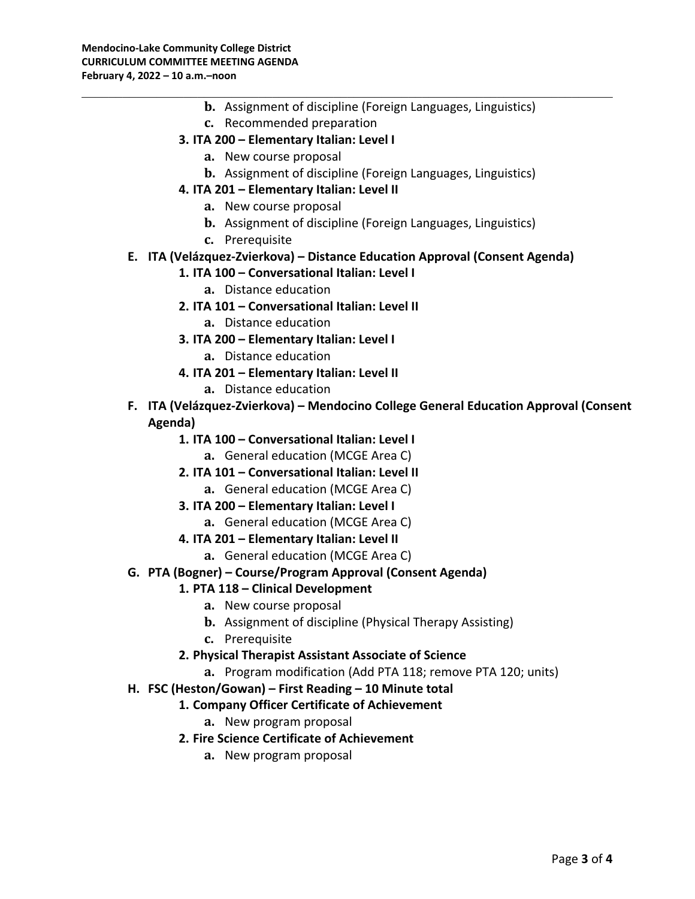- **b.** Assignment of discipline (Foreign Languages, Linguistics)
- **c.** Recommended preparation

**3. ITA 200 – Elementary Italian: Level I**

- **a.** New course proposal
- **b.** Assignment of discipline (Foreign Languages, Linguistics)

**4. ITA 201 – Elementary Italian: Level II**

- **a.** New course proposal
- **b.** Assignment of discipline (Foreign Languages, Linguistics)
- **c.** Prerequisite

**E. ITA (Velázquez-Zvierkova) – Distance Education Approval (Consent Agenda)**

**1. ITA 100 – Conversational Italian: Level I**

- **a.** Distance education

**2. ITA 101 – Conversational Italian: Level II**

- **a.** Distance education

**3. ITA 200 – Elementary Italian: Level I**

- **a.** Distance education

**4. ITA 201 – Elementary Italian: Level II**

- **a.** Distance education

**F. ITA (Velázquez-Zvierkova) – Mendocino College General Education Approval (Consent Agenda)**

**1. ITA 100 – Conversational Italian: Level I**

- **a.** General education (MCGE Area C)

**2. ITA 101 – Conversational Italian: Level II**

- **a.** General education (MCGE Area C)

**3. ITA 200 – Elementary Italian: Level I**

- **a.** General education (MCGE Area C)

**4. ITA 201 – Elementary Italian: Level II**

- **a.** General education (MCGE Area C)

**G. PTA (Bogner) – Course/Program Approval (Consent Agenda)**

**1. PTA 118 – Clinical Development**

- **a.** New course proposal
- **b.** Assignment of discipline (Physical Therapy Assisting)
- **c.** Prerequisite

**2. Physical Therapist Assistant Associate of Science**

- **a.** Program modification (Add PTA 118; remove PTA 120; units)

**H. FSC (Heston/Gowan) – First Reading – 10 Minute total**

**1. Company Officer Certificate of Achievement**

- **a.** New program proposal

**2. Fire Science Certificate of Achievement**

- **a.** New program proposal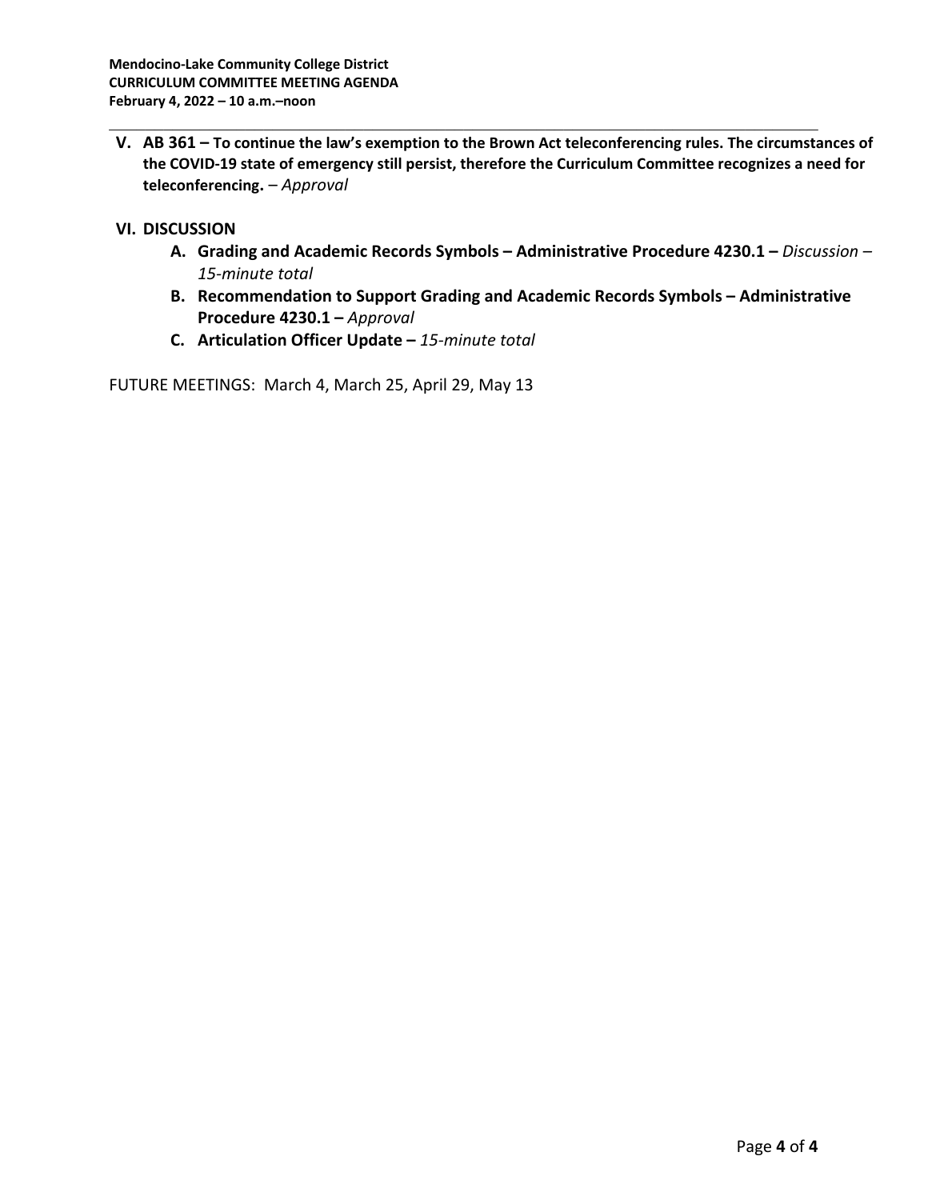**V. AB 361 – To continue the law's exemption to the Brown Act teleconferencing rules. The circumstances of the COVID-19 state of emergency still persist, therefore the Curriculum Committee recognizes a need for teleconferencing.** – *Approval*

**VI. DISCUSSION**

- **A. Grading and Academic Records Symbols – Administrative Procedure 4230.1 –** *Discussion – 15-minute total*
- **B. Recommendation to Support Grading and Academic Records Symbols – Administrative Procedure 4230.1 –** *Approval*
- **C. Articulation Officer Update –** *15-minute total*

FUTURE MEETINGS: March 4, March 25, April 29, May 13